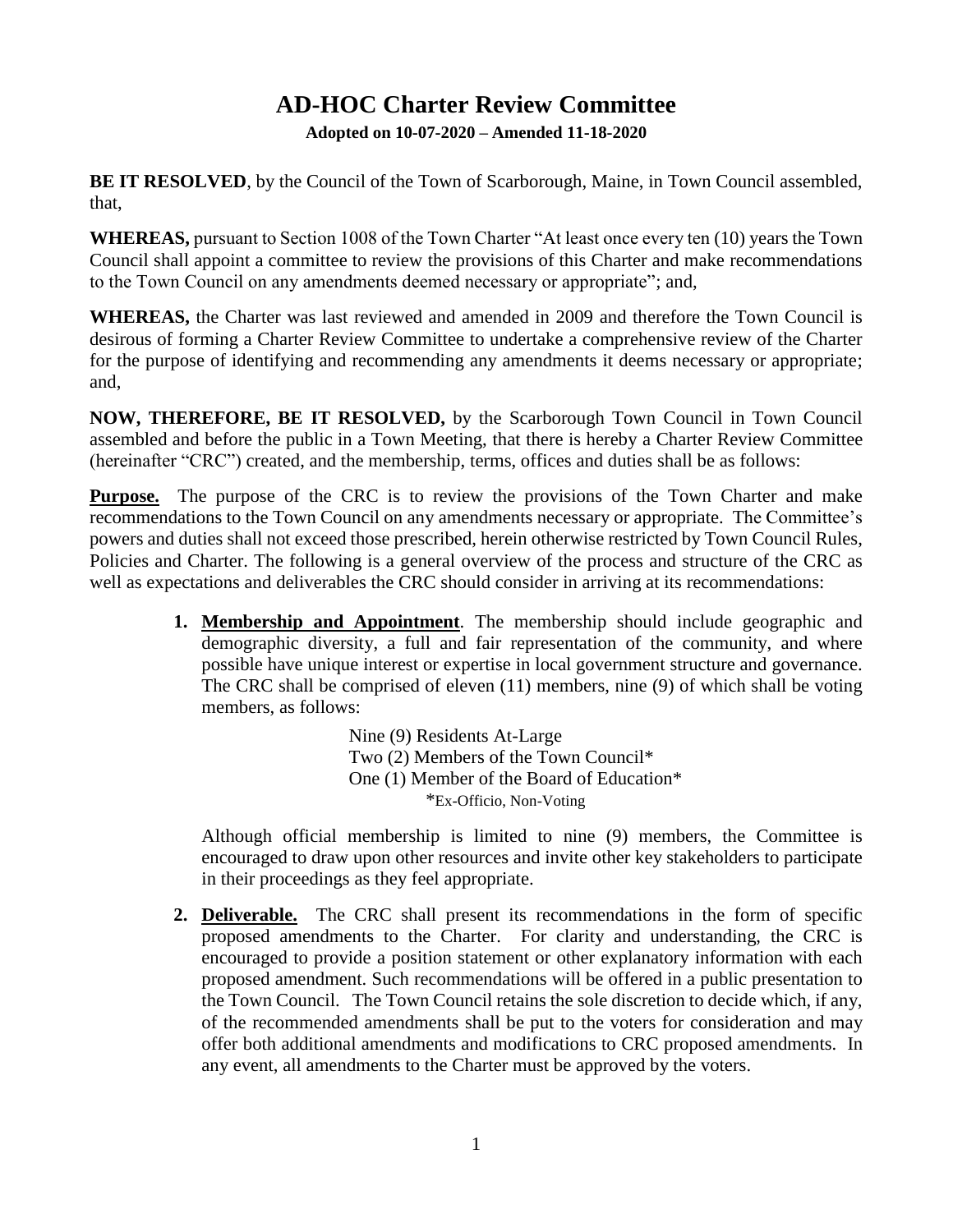# AD-HOC Charter Review Committee

**Adopted on 10-07-2020 – Amended 11-18-2020**

**BE IT RESOLVED**, by the Council of the Town of Scarborough, Maine, in Town Council assembled, that,

**WHEREAS,** pursuant to Section 1008 of the Town Charter "At least once every ten (10) years the Town Council shall appoint a committee to review the provisions of this Charter and make recommendations to the Town Council on any amendments deemed necessary or appropriate"; and,

**WHEREAS,** the Charter was last reviewed and amended in 2009 and therefore the Town Council is desirous of forming a Charter Review Committee to undertake a comprehensive review of the Charter for the purpose of identifying and recommending any amendments it deems necessary or appropriate; and,

**NOW, THEREFORE, BE IT RESOLVED,** by the Scarborough Town Council in Town Council assembled and before the public in a Town Meeting, that there is hereby a Charter Review Committee (hereinafter "CRC") created, and the membership, terms, offices and duties shall be as follows:

**Purpose.** The purpose of the CRC is to review the provisions of the Town Charter and make recommendations to the Town Council on any amendments necessary or appropriate. The Committee's powers and duties shall not exceed those prescribed, herein otherwise restricted by Town Council Rules, Policies and Charter. The following is a general overview of the process and structure of the CRC as well as expectations and deliverables the CRC should consider in arriving at its recommendations:

1. **Membership and Appointment**. The membership should include geographic and demographic diversity, a full and fair representation of the community, and where possible have unique interest or expertise in local government structure and governance. The CRC shall be comprised of eleven (11) members, nine (9) of which shall be voting members, as follows:

   Nine (9) Residents At-Large
   Two (2) Members of the Town Council*
   One (1) Member of the Board of Education*
   *Ex-Officio, Non-Voting

   Although official membership is limited to nine (9) members, the Committee is encouraged to draw upon other resources and invite other key stakeholders to participate in their proceedings as they feel appropriate.

2. **Deliverable.** The CRC shall present its recommendations in the form of specific proposed amendments to the Charter. For clarity and understanding, the CRC is encouraged to provide a position statement or other explanatory information with each proposed amendment. Such recommendations will be offered in a public presentation to the Town Council. The Town Council retains the sole discretion to decide which, if any, of the recommended amendments shall be put to the voters for consideration and may offer both additional amendments and modifications to CRC proposed amendments. In any event, all amendments to the Charter must be approved by the voters.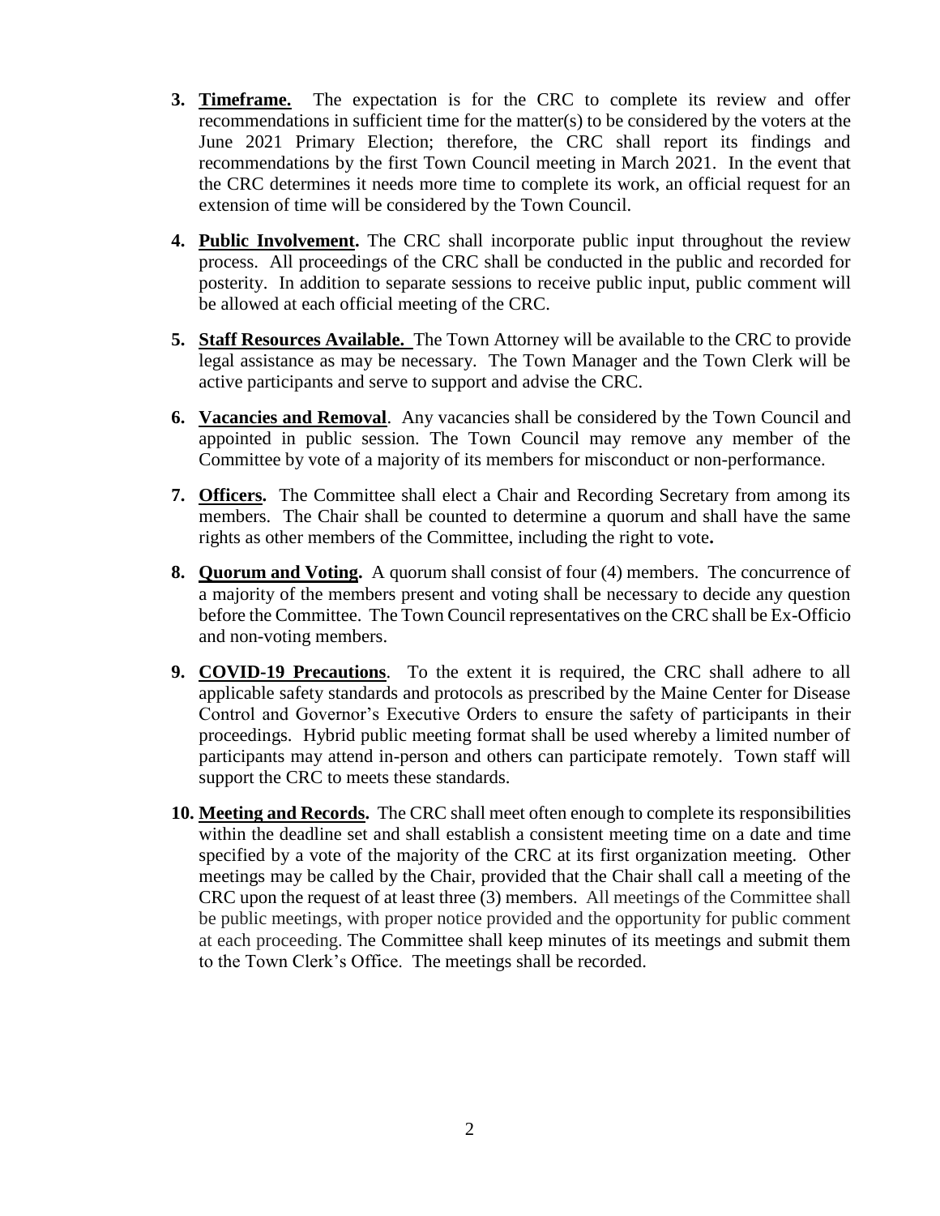3. **Timeframe.** The expectation is for the CRC to complete its review and offer recommendations in sufficient time for the matter(s) to be considered by the voters at the June 2021 Primary Election; therefore, the CRC shall report its findings and recommendations by the first Town Council meeting in March 2021. In the event that the CRC determines it needs more time to complete its work, an official request for an extension of time will be considered by the Town Council.

4. **Public Involvement.** The CRC shall incorporate public input throughout the review process. All proceedings of the CRC shall be conducted in the public and recorded for posterity. In addition to separate sessions to receive public input, public comment will be allowed at each official meeting of the CRC.

5. **Staff Resources Available.** The Town Attorney will be available to the CRC to provide legal assistance as may be necessary. The Town Manager and the Town Clerk will be active participants and serve to support and advise the CRC.

6. **Vacancies and Removal**. Any vacancies shall be considered by the Town Council and appointed in public session. The Town Council may remove any member of the Committee by vote of a majority of its members for misconduct or non-performance.

7. **Officers.** The Committee shall elect a Chair and Recording Secretary from among its members. The Chair shall be counted to determine a quorum and shall have the same rights as other members of the Committee, including the right to vote.

8. **Quorum and Voting.** A quorum shall consist of four (4) members. The concurrence of a majority of the members present and voting shall be necessary to decide any question before the Committee. The Town Council representatives on the CRC shall be Ex-Officio and non-voting members.

9. **COVID-19 Precautions**. To the extent it is required, the CRC shall adhere to all applicable safety standards and protocols as prescribed by the Maine Center for Disease Control and Governor's Executive Orders to ensure the safety of participants in their proceedings. Hybrid public meeting format shall be used whereby a limited number of participants may attend in-person and others can participate remotely. Town staff will support the CRC to meets these standards.

10. **Meeting and Records.** The CRC shall meet often enough to complete its responsibilities within the deadline set and shall establish a consistent meeting time on a date and time specified by a vote of the majority of the CRC at its first organization meeting. Other meetings may be called by the Chair, provided that the Chair shall call a meeting of the CRC upon the request of at least three (3) members. All meetings of the Committee shall be public meetings, with proper notice provided and the opportunity for public comment at each proceeding. The Committee shall keep minutes of its meetings and submit them to the Town Clerk's Office. The meetings shall be recorded.